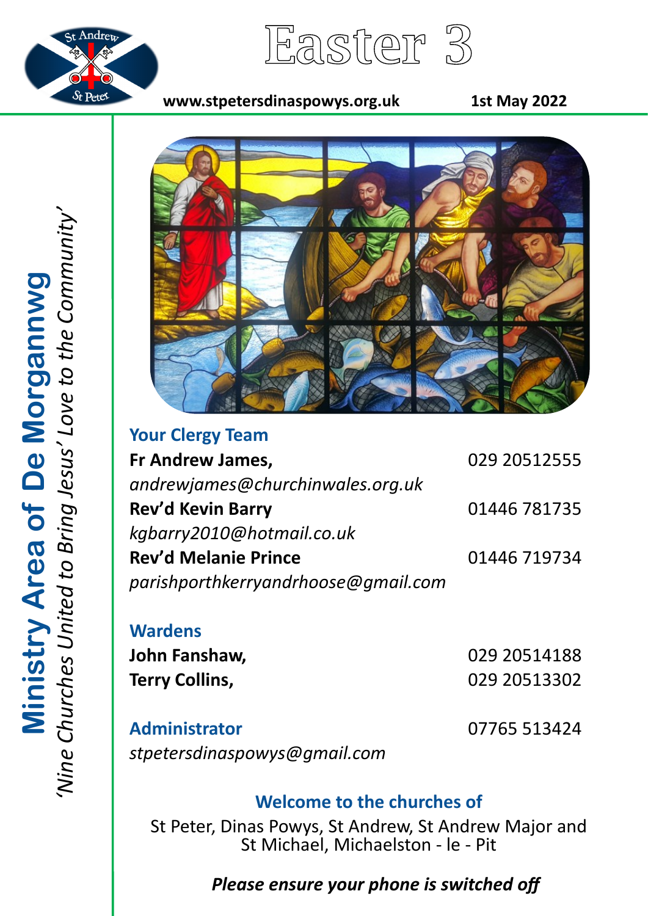# Easter 3

www.stpetersdinaspowys.org.uk

1st May 2022

**Ministry Area of De Morgannwg**

*'Nine Churches United to Bring Jesus' Love to the Community'*

## Your Clergy Team

**Fr Andrew James,** 029 20512555
*andrewjames@churchinwales.org.uk*

**Rev'd Kevin Barry** 01446 781735
*kgbarry2010@hotmail.co.uk*

**Rev'd Melanie Prince** 01446 719734
*parishporthkerryandrhoose@gmail.com*

## Wardens

**John Fanshaw,** 029 20514188

**Terry Collins,** 029 20513302

## Administrator

07765 513424
*stpetersdinaspowys@gmail.com*

## Welcome to the churches of

St Peter, Dinas Powys, St Andrew, St Andrew Major and St Michael, Michaelston - le - Pit

***Please ensure your phone is switched off***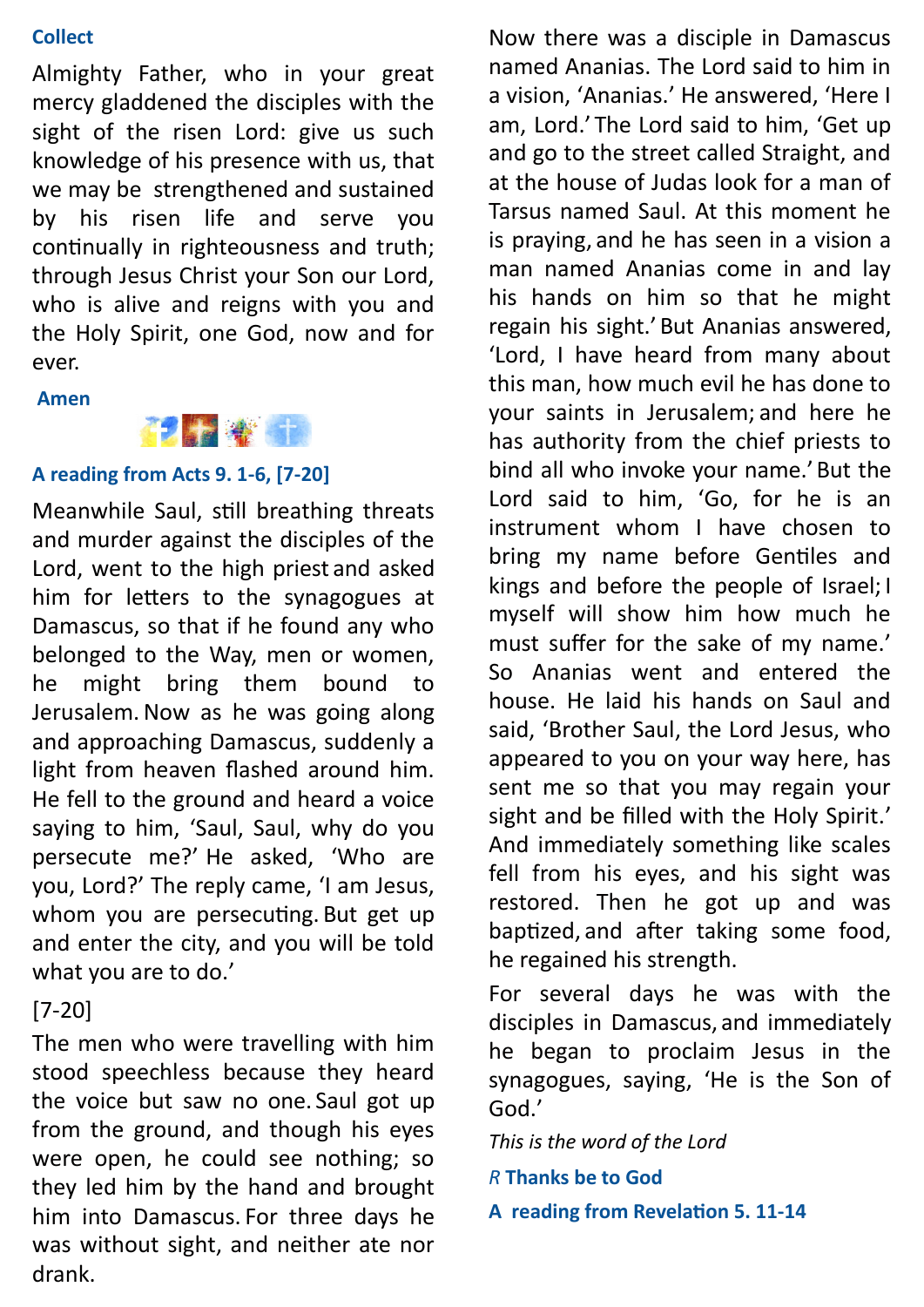**Collect**

Almighty Father, who in your great mercy gladdened the disciples with the sight of the risen Lord: give us such knowledge of his presence with us, that we may be strengthened and sustained by his risen life and serve you continually in righteousness and truth; through Jesus Christ your Son our Lord, who is alive and reigns with you and the Holy Spirit, one God, now and for ever.

**Amen**

**A reading from Acts 9. 1-6, [7-20]**

Meanwhile Saul, still breathing threats and murder against the disciples of the Lord, went to the high priest and asked him for letters to the synagogues at Damascus, so that if he found any who belonged to the Way, men or women, he might bring them bound to Jerusalem. Now as he was going along and approaching Damascus, suddenly a light from heaven flashed around him. He fell to the ground and heard a voice saying to him, 'Saul, Saul, why do you persecute me?' He asked, 'Who are you, Lord?' The reply came, 'I am Jesus, whom you are persecuting. But get up and enter the city, and you will be told what you are to do.'

[7-20]

The men who were travelling with him stood speechless because they heard the voice but saw no one. Saul got up from the ground, and though his eyes were open, he could see nothing; so they led him by the hand and brought him into Damascus. For three days he was without sight, and neither ate nor drank.

Now there was a disciple in Damascus named Ananias. The Lord said to him in a vision, 'Ananias.' He answered, 'Here I am, Lord.' The Lord said to him, 'Get up and go to the street called Straight, and at the house of Judas look for a man of Tarsus named Saul. At this moment he is praying, and he has seen in a vision a man named Ananias come in and lay his hands on him so that he might regain his sight.' But Ananias answered, 'Lord, I have heard from many about this man, how much evil he has done to your saints in Jerusalem; and here he has authority from the chief priests to bind all who invoke your name.' But the Lord said to him, 'Go, for he is an instrument whom I have chosen to bring my name before Gentiles and kings and before the people of Israel; I myself will show him how much he must suffer for the sake of my name.' So Ananias went and entered the house. He laid his hands on Saul and said, 'Brother Saul, the Lord Jesus, who appeared to you on your way here, has sent me so that you may regain your sight and be filled with the Holy Spirit.' And immediately something like scales fell from his eyes, and his sight was restored. Then he got up and was baptized, and after taking some food, he regained his strength.

For several days he was with the disciples in Damascus, and immediately he began to proclaim Jesus in the synagogues, saying, 'He is the Son of God.'

*This is the word of the Lord*

*R* **Thanks be to God**

**A reading from Revelation 5. 11-14**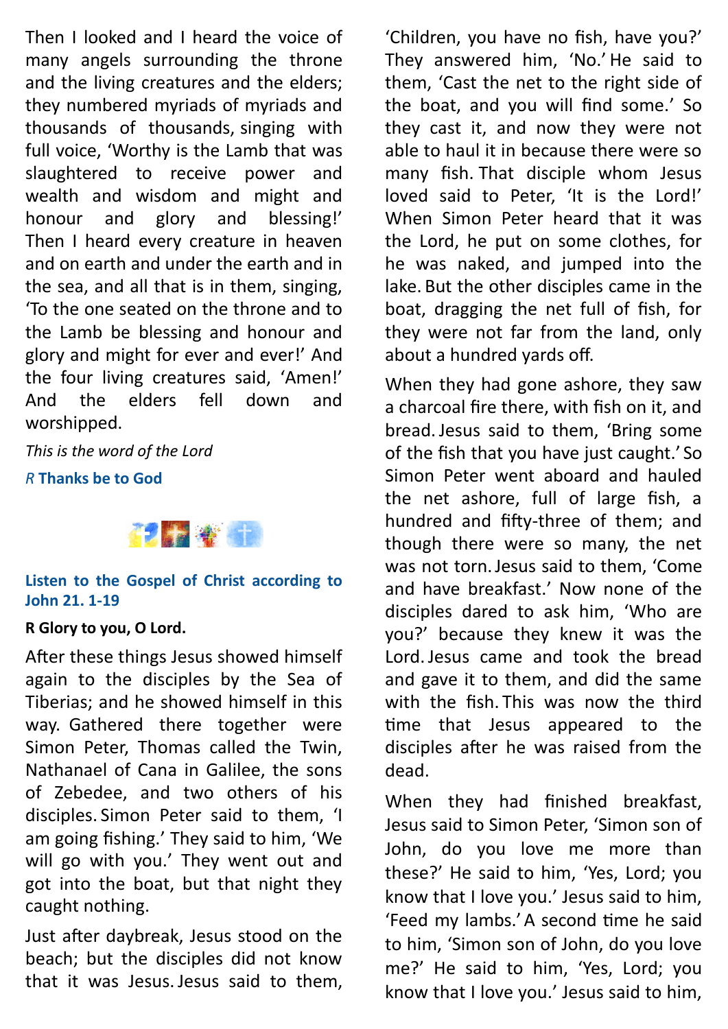Then I looked and I heard the voice of many angels surrounding the throne and the living creatures and the elders; they numbered myriads of myriads and thousands of thousands, singing with full voice, 'Worthy is the Lamb that was slaughtered to receive power and wealth and wisdom and might and honour and glory and blessing!' Then I heard every creature in heaven and on earth and under the earth and in the sea, and all that is in them, singing, 'To the one seated on the throne and to the Lamb be blessing and honour and glory and might for ever and ever!' And the four living creatures said, 'Amen!' And the elders fell down and worshipped.

*This is the word of the Lord*

*R* **Thanks be to God**

**Listen to the Gospel of Christ according to John 21. 1-19**

**R Glory to you, O Lord.**

After these things Jesus showed himself again to the disciples by the Sea of Tiberias; and he showed himself in this way. Gathered there together were Simon Peter, Thomas called the Twin, Nathanael of Cana in Galilee, the sons of Zebedee, and two others of his disciples. Simon Peter said to them, 'I am going fishing.' They said to him, 'We will go with you.' They went out and got into the boat, but that night they caught nothing.

Just after daybreak, Jesus stood on the beach; but the disciples did not know that it was Jesus. Jesus said to them, 'Children, you have no fish, have you?' They answered him, 'No.' He said to them, 'Cast the net to the right side of the boat, and you will find some.' So they cast it, and now they were not able to haul it in because there were so many fish. That disciple whom Jesus loved said to Peter, 'It is the Lord!' When Simon Peter heard that it was the Lord, he put on some clothes, for he was naked, and jumped into the lake. But the other disciples came in the boat, dragging the net full of fish, for they were not far from the land, only about a hundred yards off.

When they had gone ashore, they saw a charcoal fire there, with fish on it, and bread. Jesus said to them, 'Bring some of the fish that you have just caught.' So Simon Peter went aboard and hauled the net ashore, full of large fish, a hundred and fifty-three of them; and though there were so many, the net was not torn. Jesus said to them, 'Come and have breakfast.' Now none of the disciples dared to ask him, 'Who are you?' because they knew it was the Lord. Jesus came and took the bread and gave it to them, and did the same with the fish. This was now the third time that Jesus appeared to the disciples after he was raised from the dead.

When they had finished breakfast, Jesus said to Simon Peter, 'Simon son of John, do you love me more than these?' He said to him, 'Yes, Lord; you know that I love you.' Jesus said to him, 'Feed my lambs.' A second time he said to him, 'Simon son of John, do you love me?' He said to him, 'Yes, Lord; you know that I love you.' Jesus said to him,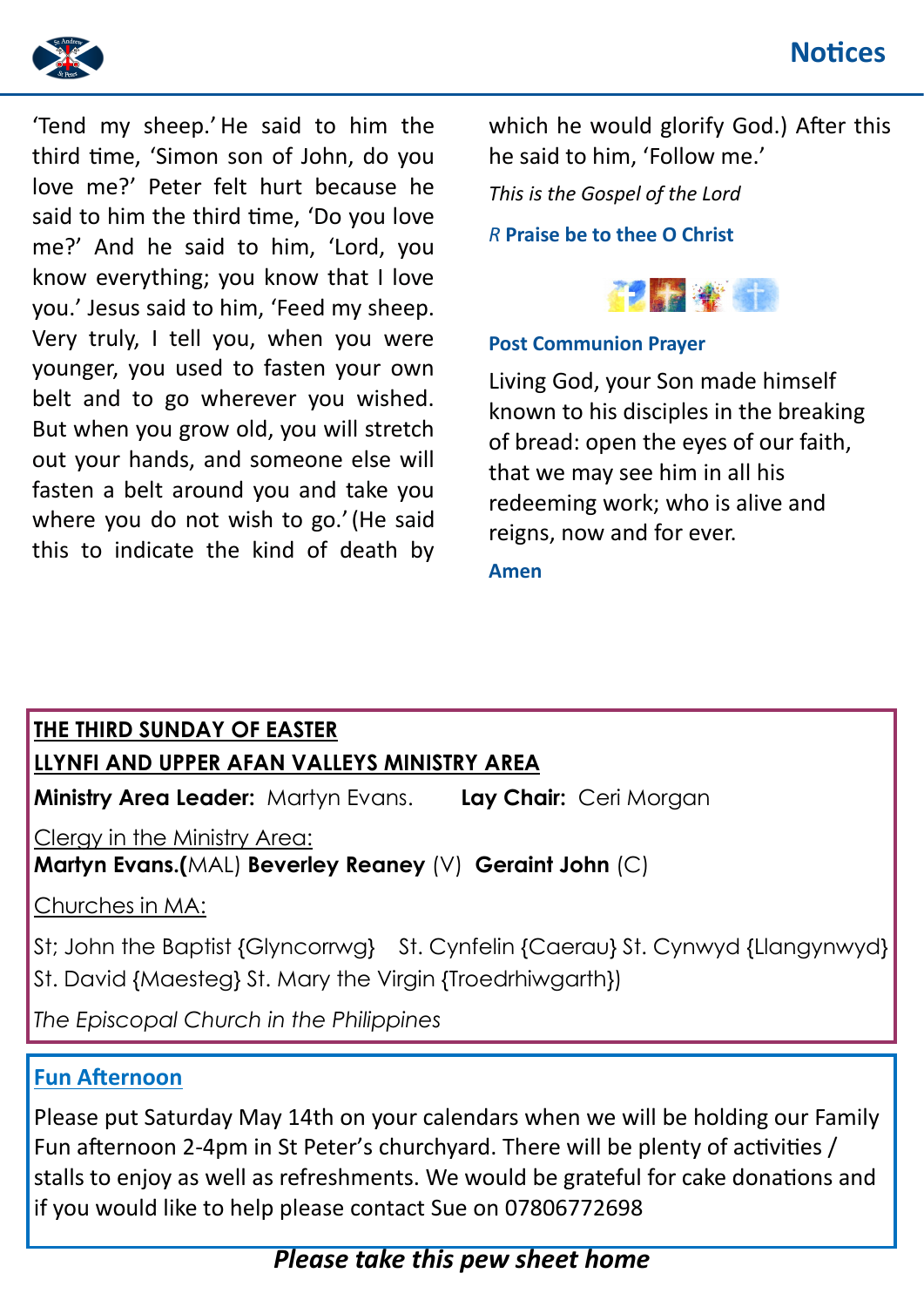'Tend my sheep.' He said to him the third time, 'Simon son of John, do you love me?' Peter felt hurt because he said to him the third time, 'Do you love me?' And he said to him, 'Lord, you know everything; you know that I love you.' Jesus said to him, 'Feed my sheep. Very truly, I tell you, when you were younger, you used to fasten your own belt and to go wherever you wished. But when you grow old, you will stretch out your hands, and someone else will fasten a belt around you and take you where you do not wish to go.' (He said this to indicate the kind of death by which he would glorify God.) After this he said to him, 'Follow me.'

*This is the Gospel of the Lord*

*R* **Praise be to thee O Christ**

**Post Communion Prayer**

Living God, your Son made himself known to his disciples in the breaking of bread: open the eyes of our faith, that we may see him in all his redeeming work; who is alive and reigns, now and for ever.

**Amen**

**THE THIRD SUNDAY OF EASTER**

**LLYNFI AND UPPER AFAN VALLEYS MINISTRY AREA**

**Ministry Area Leader:** Martyn Evans. **Lay Chair:** Ceri Morgan

Clergy in the Ministry Area:
**Martyn Evans.(**MAL) **Beverley Reaney** (V) **Geraint John** (C)

Churches in MA:

St; John the Baptist {Glyncorrwg} St. Cynfelin {Caerau} St. Cynwyd {Llangynwyd} St. David {Maesteg} St. Mary the Virgin {Troedrhiwgarth})

*The Episcopal Church in the Philippines*

**Fun Afternoon**

Please put Saturday May 14th on your calendars when we will be holding our Family Fun afternoon 2-4pm in St Peter's churchyard. There will be plenty of activities / stalls to enjoy as well as refreshments. We would be grateful for cake donations and if you would like to help please contact Sue on 07806772698

***Please take this pew sheet home***